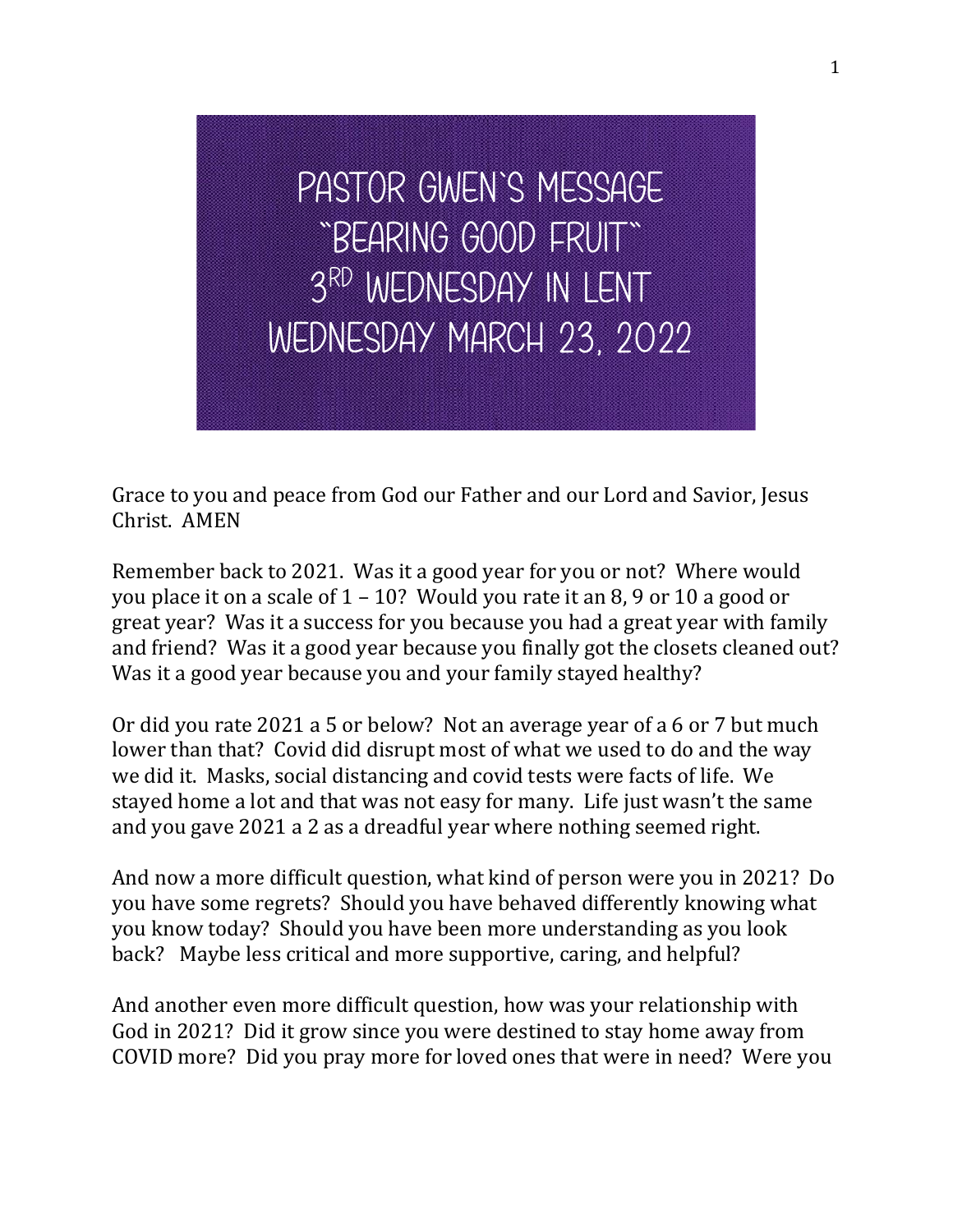# PASTOR GWEN'S MESSAGE "BEARING GOOD FRUIT" 3RD WEDNESDAY IN LENT WEDNESDAY MARCH 23, 2022

Grace to you and peace from God our Father and our Lord and Savior, Jesus Christ. AMEN

Remember back to 2021. Was it a good year for you or not? Where would you place it on a scale of 1 – 10? Would you rate it an 8, 9 or 10 a good or great year? Was it a success for you because you had a great year with family and friend? Was it a good year because you finally got the closets cleaned out? Was it a good year because you and your family stayed healthy?

Or did you rate 2021 a 5 or below? Not an average year of a 6 or 7 but much lower than that? Covid did disrupt most of what we used to do and the way we did it. Masks, social distancing and covid tests were facts of life. We stayed home a lot and that was not easy for many. Life just wasn't the same and you gave 2021 a 2 as a dreadful year where nothing seemed right.

And now a more difficult question, what kind of person were you in 2021? Do you have some regrets? Should you have behaved differently knowing what you know today? Should you have been more understanding as you look back? Maybe less critical and more supportive, caring, and helpful?

And another even more difficult question, how was your relationship with God in 2021? Did it grow since you were destined to stay home away from COVID more? Did you pray more for loved ones that were in need? Were you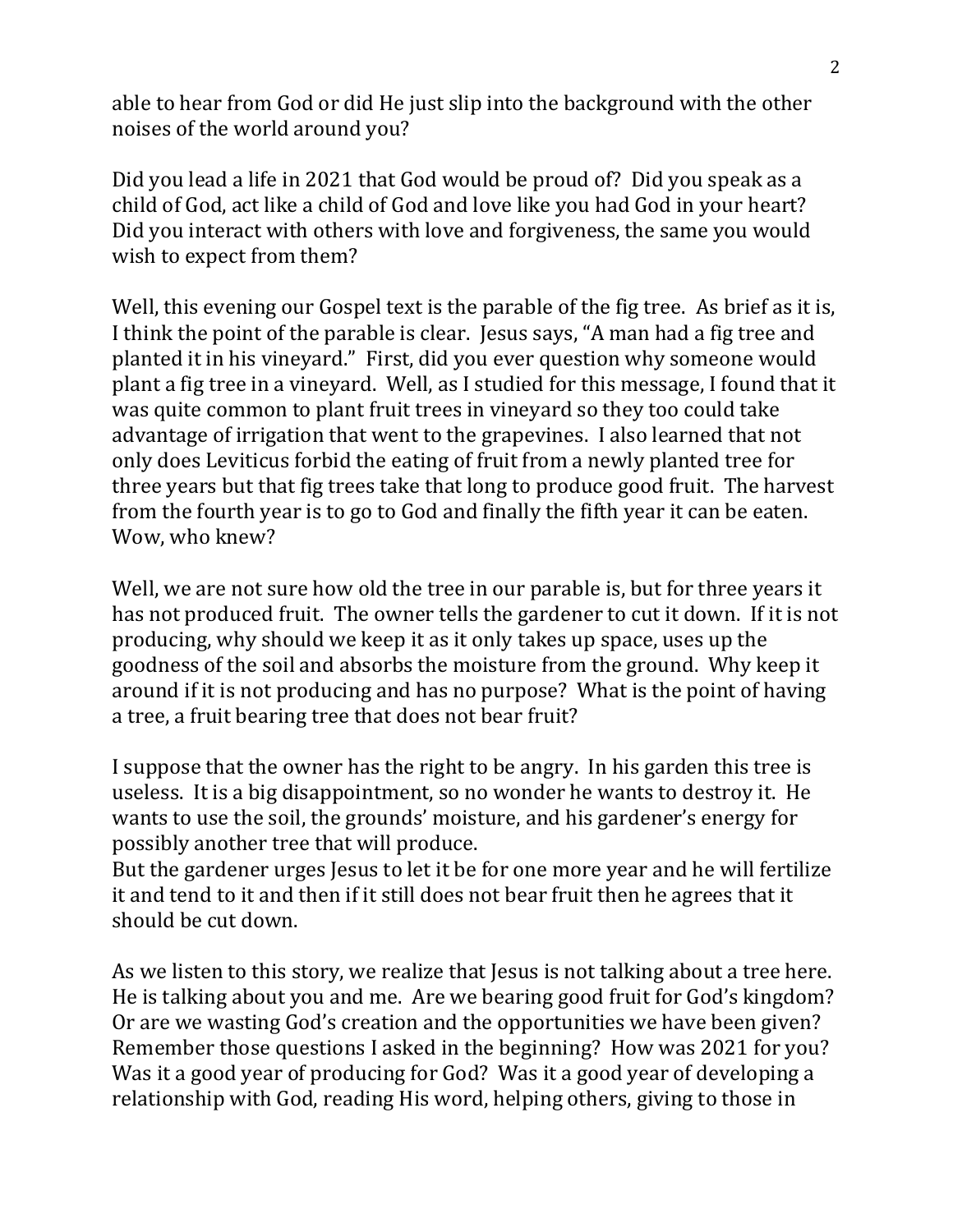able to hear from God or did He just slip into the background with the other noises of the world around you?

Did you lead a life in 2021 that God would be proud of? Did you speak as a child of God, act like a child of God and love like you had God in your heart? Did you interact with others with love and forgiveness, the same you would wish to expect from them?

Well, this evening our Gospel text is the parable of the fig tree. As brief as it is, I think the point of the parable is clear. Jesus says, "A man had a fig tree and planted it in his vineyard." First, did you ever question why someone would plant a fig tree in a vineyard. Well, as I studied for this message, I found that it was quite common to plant fruit trees in vineyard so they too could take advantage of irrigation that went to the grapevines. I also learned that not only does Leviticus forbid the eating of fruit from a newly planted tree for three years but that fig trees take that long to produce good fruit. The harvest from the fourth year is to go to God and finally the fifth year it can be eaten. Wow, who knew?

Well, we are not sure how old the tree in our parable is, but for three years it has not produced fruit. The owner tells the gardener to cut it down. If it is not producing, why should we keep it as it only takes up space, uses up the goodness of the soil and absorbs the moisture from the ground. Why keep it around if it is not producing and has no purpose? What is the point of having a tree, a fruit bearing tree that does not bear fruit?

I suppose that the owner has the right to be angry. In his garden this tree is useless. It is a big disappointment, so no wonder he wants to destroy it. He wants to use the soil, the grounds' moisture, and his gardener's energy for possibly another tree that will produce.
But the gardener urges Jesus to let it be for one more year and he will fertilize it and tend to it and then if it still does not bear fruit then he agrees that it should be cut down.

As we listen to this story, we realize that Jesus is not talking about a tree here. He is talking about you and me. Are we bearing good fruit for God's kingdom? Or are we wasting God's creation and the opportunities we have been given? Remember those questions I asked in the beginning? How was 2021 for you? Was it a good year of producing for God? Was it a good year of developing a relationship with God, reading His word, helping others, giving to those in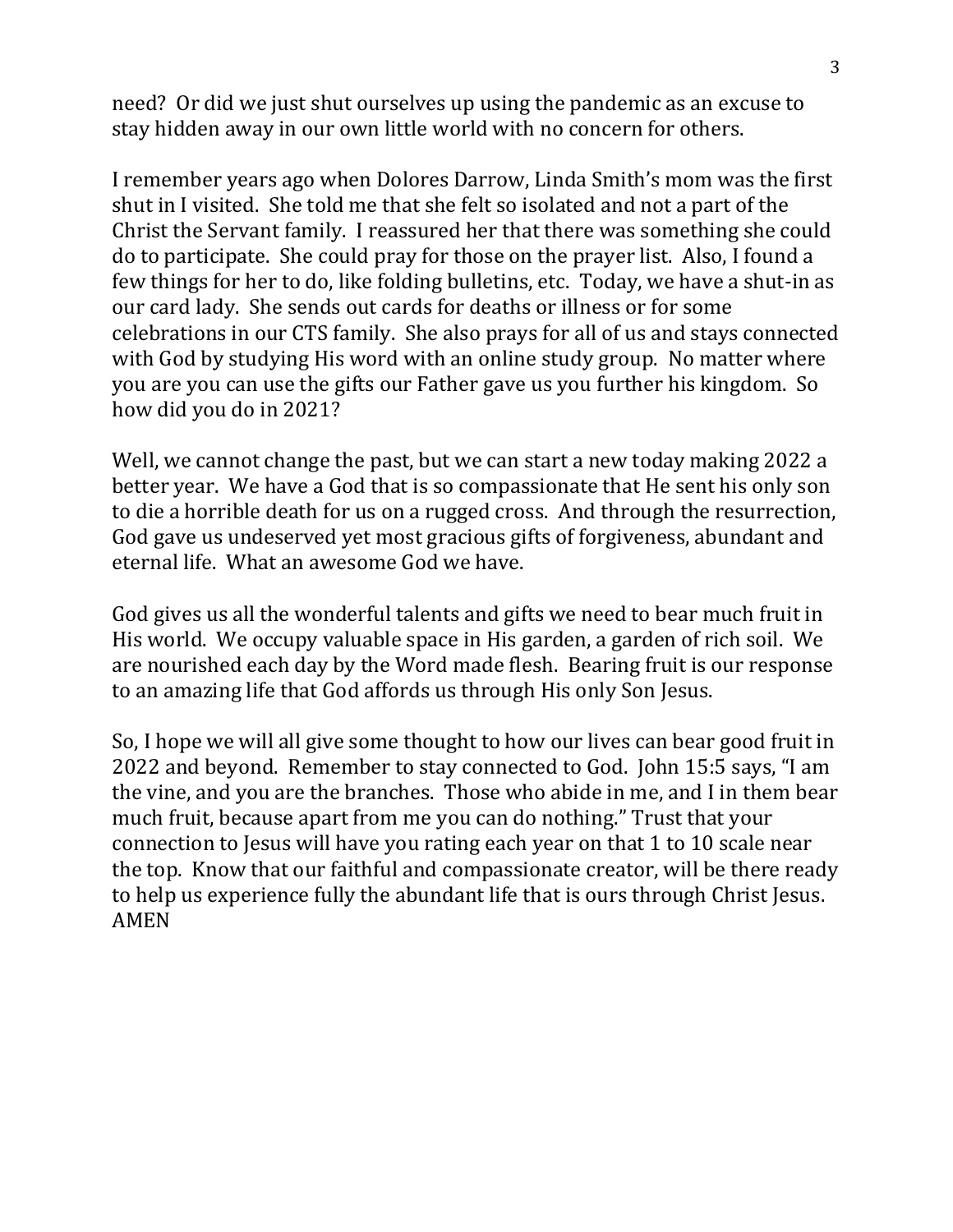need? Or did we just shut ourselves up using the pandemic as an excuse to stay hidden away in our own little world with no concern for others.

I remember years ago when Dolores Darrow, Linda Smith's mom was the first shut in I visited. She told me that she felt so isolated and not a part of the Christ the Servant family. I reassured her that there was something she could do to participate. She could pray for those on the prayer list. Also, I found a few things for her to do, like folding bulletins, etc. Today, we have a shut-in as our card lady. She sends out cards for deaths or illness or for some celebrations in our CTS family. She also prays for all of us and stays connected with God by studying His word with an online study group. No matter where you are you can use the gifts our Father gave us you further his kingdom. So how did you do in 2021?

Well, we cannot change the past, but we can start a new today making 2022 a better year. We have a God that is so compassionate that He sent his only son to die a horrible death for us on a rugged cross. And through the resurrection, God gave us undeserved yet most gracious gifts of forgiveness, abundant and eternal life. What an awesome God we have.

God gives us all the wonderful talents and gifts we need to bear much fruit in His world. We occupy valuable space in His garden, a garden of rich soil. We are nourished each day by the Word made flesh. Bearing fruit is our response to an amazing life that God affords us through His only Son Jesus.

So, I hope we will all give some thought to how our lives can bear good fruit in 2022 and beyond. Remember to stay connected to God. John 15:5 says, "I am the vine, and you are the branches. Those who abide in me, and I in them bear much fruit, because apart from me you can do nothing." Trust that your connection to Jesus will have you rating each year on that 1 to 10 scale near the top. Know that our faithful and compassionate creator, will be there ready to help us experience fully the abundant life that is ours through Christ Jesus. AMEN